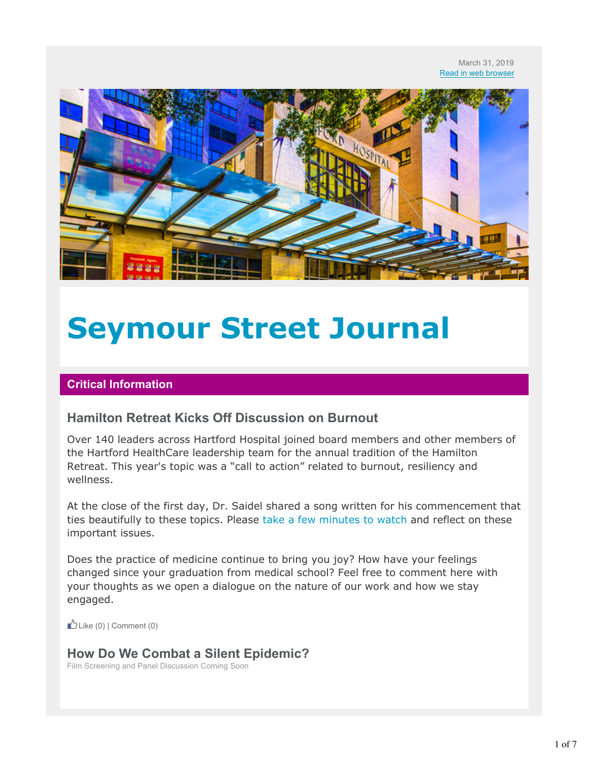March 31, 2019
Read in web browser

# Seymour Street Journal

## Critical Information

### Hamilton Retreat Kicks Off Discussion on Burnout

Over 140 leaders across Hartford Hospital joined board members and other members of the Hartford HealthCare leadership team for the annual tradition of the Hamilton Retreat. This year's topic was a "call to action" related to burnout, resiliency and wellness.

At the close of the first day, Dr. Saidel shared a song written for his commencement that ties beautifully to these topics. Please take a few minutes to watch and reflect on these important issues.

Does the practice of medicine continue to bring you joy? How have your feelings changed since your graduation from medical school? Feel free to comment here with your thoughts as we open a dialogue on the nature of our work and how we stay engaged.

Like (0) | Comment (0)

### How Do We Combat a Silent Epidemic?

Film Screening and Panel Discussion Coming Soon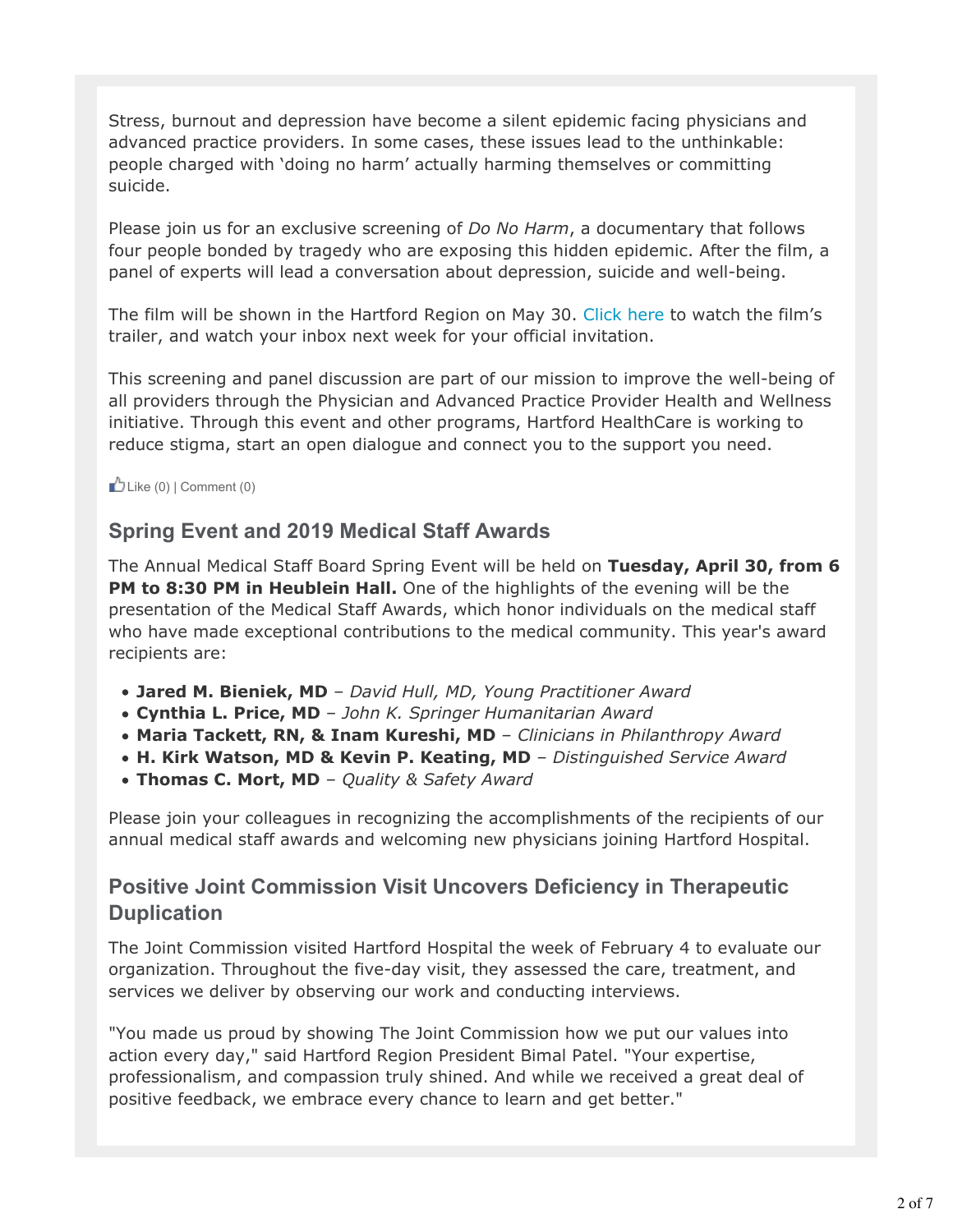Stress, burnout and depression have become a silent epidemic facing physicians and advanced practice providers. In some cases, these issues lead to the unthinkable: people charged with 'doing no harm' actually harming themselves or committing suicide.

Please join us for an exclusive screening of *Do No Harm*, a documentary that follows four people bonded by tragedy who are exposing this hidden epidemic. After the film, a panel of experts will lead a conversation about depression, suicide and well-being.

The film will be shown in the Hartford Region on May 30. Click here to watch the film's trailer, and watch your inbox next week for your official invitation.

This screening and panel discussion are part of our mission to improve the well-being of all providers through the Physician and Advanced Practice Provider Health and Wellness initiative. Through this event and other programs, Hartford HealthCare is working to reduce stigma, start an open dialogue and connect you to the support you need.

Like (0) | Comment (0)

## Spring Event and 2019 Medical Staff Awards

The Annual Medical Staff Board Spring Event will be held on **Tuesday, April 30, from 6 PM to 8:30 PM in Heublein Hall.** One of the highlights of the evening will be the presentation of the Medical Staff Awards, which honor individuals on the medical staff who have made exceptional contributions to the medical community. This year's award recipients are:

- **Jared M. Bieniek, MD** – *David Hull, MD, Young Practitioner Award*
- **Cynthia L. Price, MD** – *John K. Springer Humanitarian Award*
- **Maria Tackett, RN, & Inam Kureshi, MD** – *Clinicians in Philanthropy Award*
- **H. Kirk Watson, MD & Kevin P. Keating, MD** – *Distinguished Service Award*
- **Thomas C. Mort, MD** – *Quality & Safety Award*

Please join your colleagues in recognizing the accomplishments of the recipients of our annual medical staff awards and welcoming new physicians joining Hartford Hospital.

## Positive Joint Commission Visit Uncovers Deficiency in Therapeutic Duplication

The Joint Commission visited Hartford Hospital the week of February 4 to evaluate our organization. Throughout the five-day visit, they assessed the care, treatment, and services we deliver by observing our work and conducting interviews.

"You made us proud by showing The Joint Commission how we put our values into action every day," said Hartford Region President Bimal Patel. "Your expertise, professionalism, and compassion truly shined. And while we received a great deal of positive feedback, we embrace every chance to learn and get better."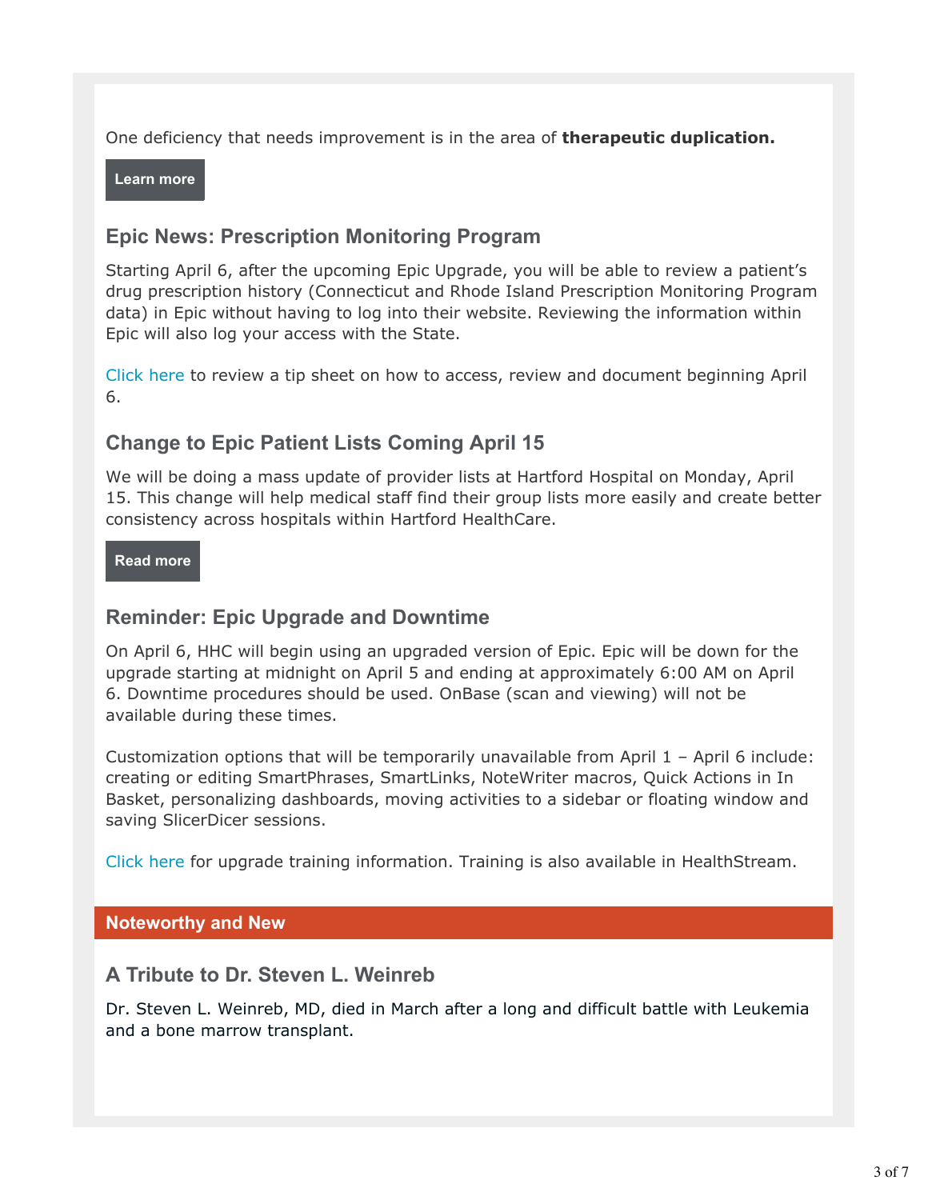One deficiency that needs improvement is in the area of **therapeutic duplication.**

**Learn more**

### Epic News: Prescription Monitoring Program

Starting April 6, after the upcoming Epic Upgrade, you will be able to review a patient's drug prescription history (Connecticut and Rhode Island Prescription Monitoring Program data) in Epic without having to log into their website. Reviewing the information within Epic will also log your access with the State.

Click here to review a tip sheet on how to access, review and document beginning April 6.

### Change to Epic Patient Lists Coming April 15

We will be doing a mass update of provider lists at Hartford Hospital on Monday, April 15. This change will help medical staff find their group lists more easily and create better consistency across hospitals within Hartford HealthCare.

**Read more**

### Reminder: Epic Upgrade and Downtime

On April 6, HHC will begin using an upgraded version of Epic. Epic will be down for the upgrade starting at midnight on April 5 and ending at approximately 6:00 AM on April 6. Downtime procedures should be used. OnBase (scan and viewing) will not be available during these times.

Customization options that will be temporarily unavailable from April 1 – April 6 include: creating or editing SmartPhrases, SmartLinks, NoteWriter macros, Quick Actions in In Basket, personalizing dashboards, moving activities to a sidebar or floating window and saving SlicerDicer sessions.

Click here for upgrade training information. Training is also available in HealthStream.

## Noteworthy and New

### A Tribute to Dr. Steven L. Weinreb

Dr. Steven L. Weinreb, MD, died in March after a long and difficult battle with Leukemia and a bone marrow transplant.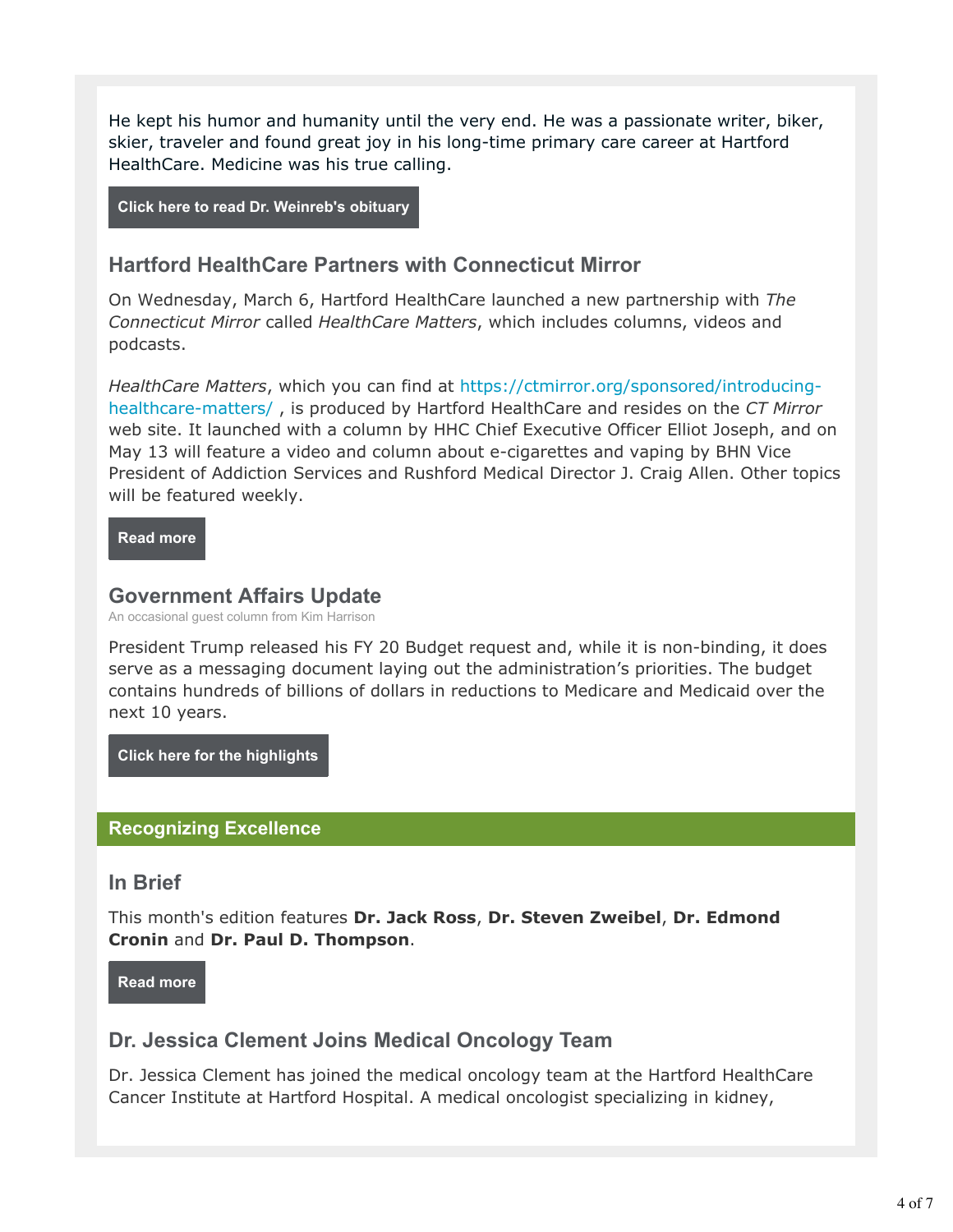He kept his humor and humanity until the very end. He was a passionate writer, biker, skier, traveler and found great joy in his long-time primary care career at Hartford HealthCare. Medicine was his true calling.

**Click here to read Dr. Weinreb's obituary**

## Hartford HealthCare Partners with Connecticut Mirror

On Wednesday, March 6, Hartford HealthCare launched a new partnership with *The Connecticut Mirror* called *HealthCare Matters*, which includes columns, videos and podcasts.

*HealthCare Matters*, which you can find at https://ctmirror.org/sponsored/introducing-healthcare-matters/ , is produced by Hartford HealthCare and resides on the *CT Mirror* web site. It launched with a column by HHC Chief Executive Officer Elliot Joseph, and on May 13 will feature a video and column about e-cigarettes and vaping by BHN Vice President of Addiction Services and Rushford Medical Director J. Craig Allen. Other topics will be featured weekly.

**Read more**

## Government Affairs Update

An occasional guest column from Kim Harrison

President Trump released his FY 20 Budget request and, while it is non-binding, it does serve as a messaging document laying out the administration's priorities. The budget contains hundreds of billions of dollars in reductions to Medicare and Medicaid over the next 10 years.

**Click here for the highlights**

# Recognizing Excellence

## In Brief

This month's edition features **Dr. Jack Ross**, **Dr. Steven Zweibel**, **Dr. Edmond Cronin** and **Dr. Paul D. Thompson**.

**Read more**

## Dr. Jessica Clement Joins Medical Oncology Team

Dr. Jessica Clement has joined the medical oncology team at the Hartford HealthCare Cancer Institute at Hartford Hospital. A medical oncologist specializing in kidney,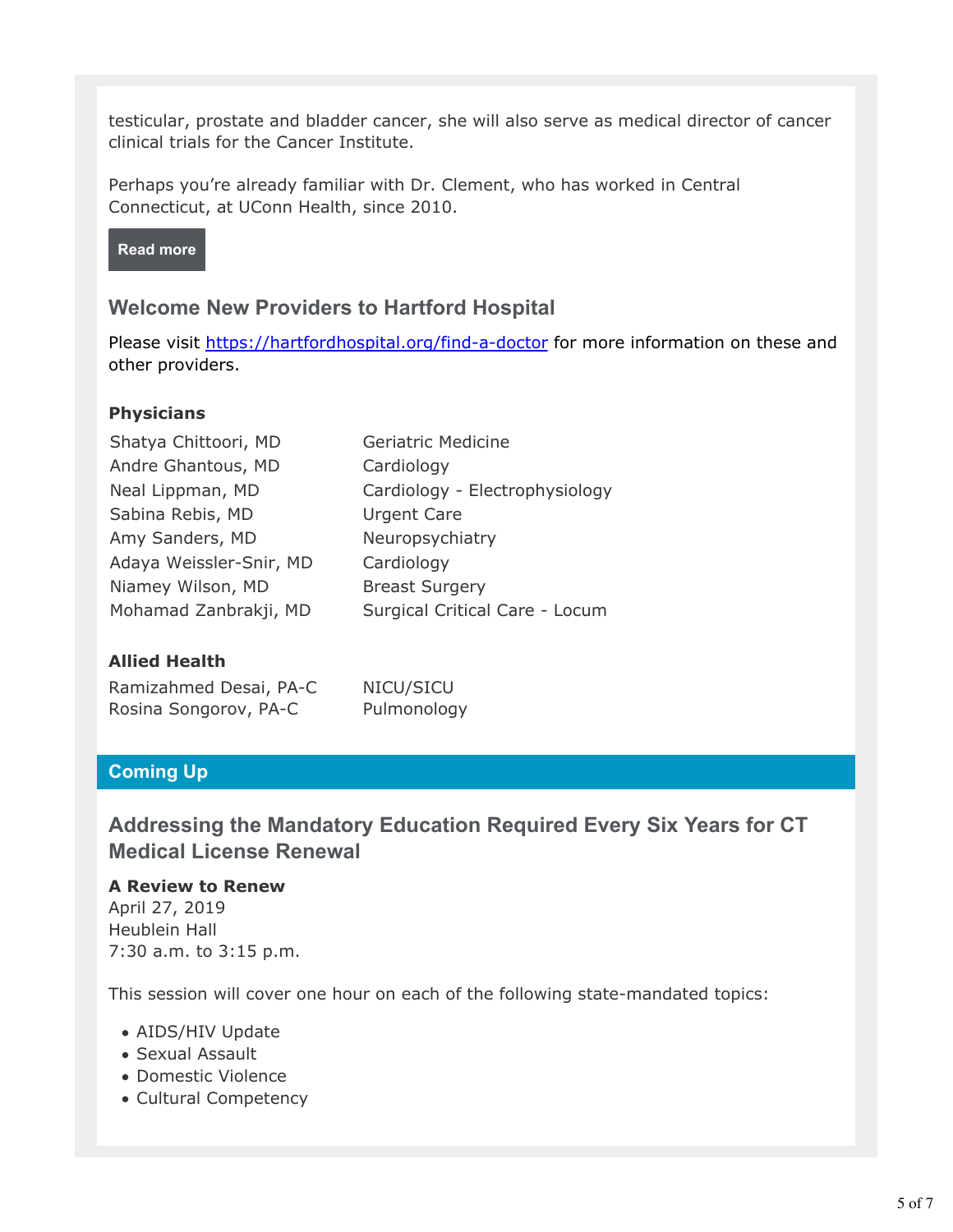testicular, prostate and bladder cancer, she will also serve as medical director of cancer clinical trials for the Cancer Institute.

Perhaps you're already familiar with Dr. Clement, who has worked in Central Connecticut, at UConn Health, since 2010.

**Read more**

## Welcome New Providers to Hartford Hospital

Please visit [https://hartfordhospital.org/find-a-doctor](https://hartfordhospital.org/find-a-doctor) for more information on these and other providers.

**Physicians**

| | |
|---|---|
| Shatya Chittoori, MD | Geriatric Medicine |
| Andre Ghantous, MD | Cardiology |
| Neal Lippman, MD | Cardiology - Electrophysiology |
| Sabina Rebis, MD | Urgent Care |
| Amy Sanders, MD | Neuropsychiatry |
| Adaya Weissler-Snir, MD | Cardiology |
| Niamey Wilson, MD | Breast Surgery |
| Mohamad Zanbrakji, MD | Surgical Critical Care - Locum |

**Allied Health**

| | |
|---|---|
| Ramizahmed Desai, PA-C | NICU/SICU |
| Rosina Songorov, PA-C | Pulmonology |

## Coming Up

## Addressing the Mandatory Education Required Every Six Years for CT Medical License Renewal

**A Review to Renew**
April 27, 2019
Heublein Hall
7:30 a.m. to 3:15 p.m.

This session will cover one hour on each of the following state-mandated topics:

- AIDS/HIV Update
- Sexual Assault
- Domestic Violence
- Cultural Competency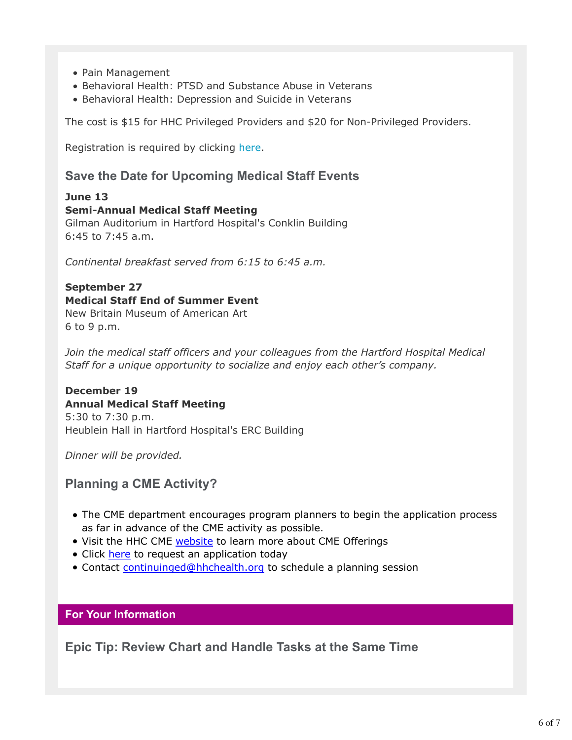- Pain Management
- Behavioral Health: PTSD and Substance Abuse in Veterans
- Behavioral Health: Depression and Suicide in Veterans

The cost is $15 for HHC Privileged Providers and $20 for Non-Privileged Providers.

Registration is required by clicking here.

## Save the Date for Upcoming Medical Staff Events

**June 13**
**Semi-Annual Medical Staff Meeting**
Gilman Auditorium in Hartford Hospital's Conklin Building
6:45 to 7:45 a.m.

*Continental breakfast served from 6:15 to 6:45 a.m.*

**September 27**
**Medical Staff End of Summer Event**
New Britain Museum of American Art
6 to 9 p.m.

*Join the medical staff officers and your colleagues from the Hartford Hospital Medical Staff for a unique opportunity to socialize and enjoy each other's company.*

**December 19**
**Annual Medical Staff Meeting**
5:30 to 7:30 p.m.
Heublein Hall in Hartford Hospital's ERC Building

*Dinner will be provided.*

## Planning a CME Activity?

- The CME department encourages program planners to begin the application process as far in advance of the CME activity as possible.
- Visit the HHC CME website to learn more about CME Offerings
- Click here to request an application today
- Contact continuinged@hhchealth.org to schedule a planning session

## For Your Information

## Epic Tip: Review Chart and Handle Tasks at the Same Time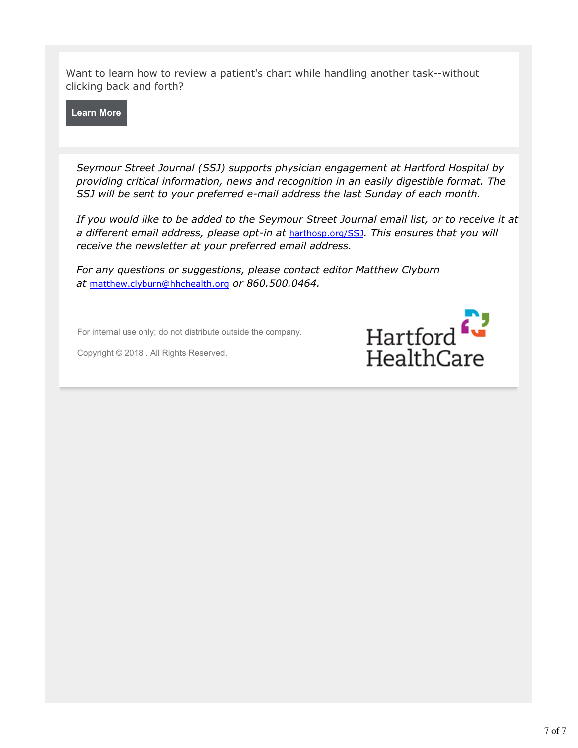Want to learn how to review a patient's chart while handling another task--without clicking back and forth?

**Learn More**

*Seymour Street Journal (SSJ) supports physician engagement at Hartford Hospital by providing critical information, news and recognition in an easily digestible format. The SSJ will be sent to your preferred e-mail address the last Sunday of each month.*

*If you would like to be added to the Seymour Street Journal email list, or to receive it at a different email address, please opt-in at harthosp.org/SSJ. This ensures that you will receive the newsletter at your preferred email address.*

*For any questions or suggestions, please contact editor Matthew Clyburn at matthew.clyburn@hhchealth.org or 860.500.0464.*

For internal use only; do not distribute outside the company.

Copyright © 2018 . All Rights Reserved.

Hartford HealthCare